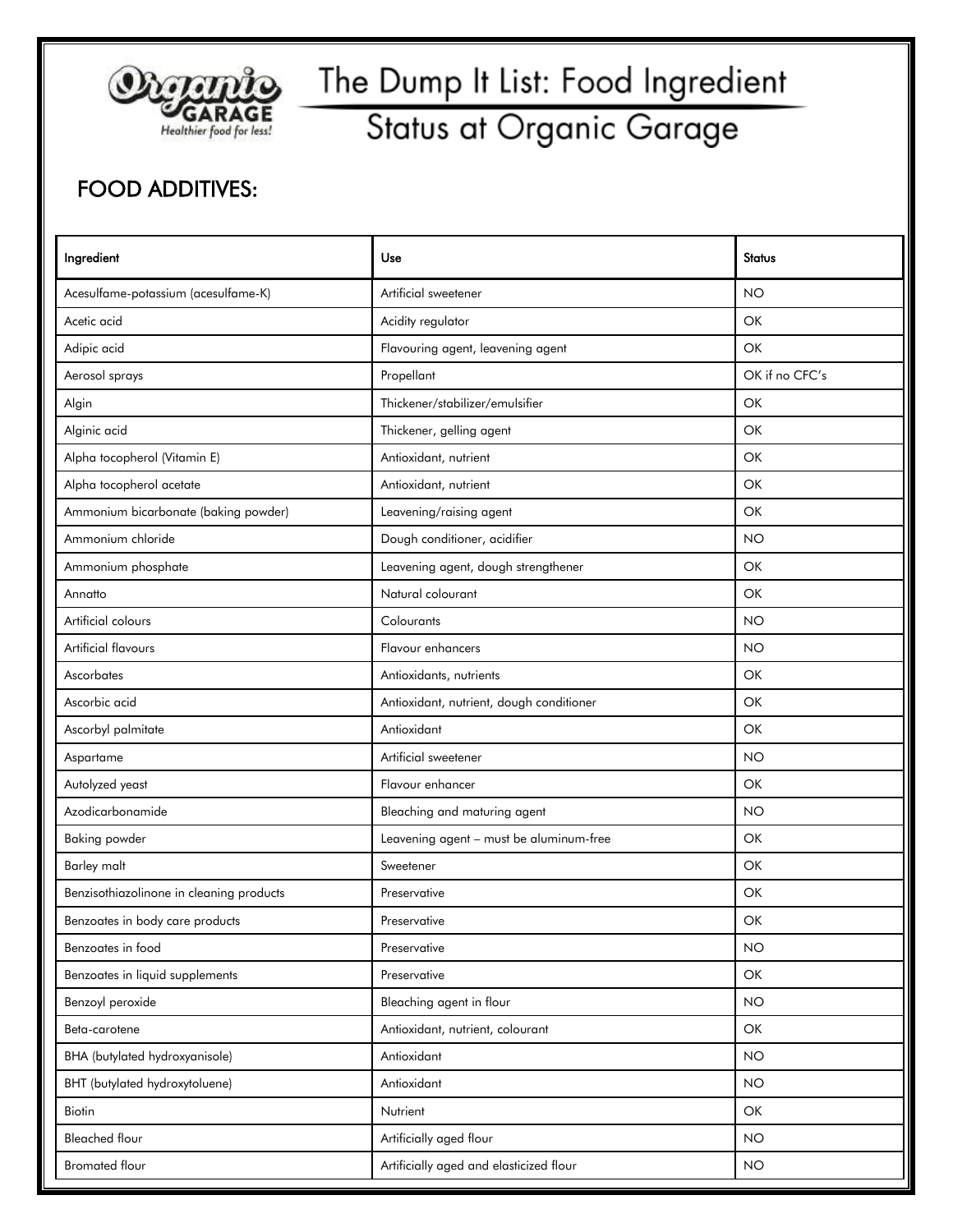# The Dump It List: Food Ingredient Status at Organic Garage

Organic Garage — Healthier food for less!

## FOOD ADDITIVES:

| Ingredient | Use | Status |
|---|---|---|
| Acesulfame-potassium (acesulfame-K) | Artificial sweetener | NO |
| Acetic acid | Acidity regulator | OK |
| Adipic acid | Flavouring agent, leavening agent | OK |
| Aerosol sprays | Propellant | OK if no CFC's |
| Algin | Thickener/stabilizer/emulsifier | OK |
| Alginic acid | Thickener, gelling agent | OK |
| Alpha tocopherol (Vitamin E) | Antioxidant, nutrient | OK |
| Alpha tocopherol acetate | Antioxidant, nutrient | OK |
| Ammonium bicarbonate (baking powder) | Leavening/raising agent | OK |
| Ammonium chloride | Dough conditioner, acidifier | NO |
| Ammonium phosphate | Leavening agent, dough strengthener | OK |
| Annatto | Natural colourant | OK |
| Artificial colours | Colourants | NO |
| Artificial flavours | Flavour enhancers | NO |
| Ascorbates | Antioxidants, nutrients | OK |
| Ascorbic acid | Antioxidant, nutrient, dough conditioner | OK |
| Ascorbyl palmitate | Antioxidant | OK |
| Aspartame | Artificial sweetener | NO |
| Autolyzed yeast | Flavour enhancer | OK |
| Azodicarbonamide | Bleaching and maturing agent | NO |
| Baking powder | Leavening agent – must be aluminum-free | OK |
| Barley malt | Sweetener | OK |
| Benzisothiazolinone in cleaning products | Preservative | OK |
| Benzoates in body care products | Preservative | OK |
| Benzoates in food | Preservative | NO |
| Benzoates in liquid supplements | Preservative | OK |
| Benzoyl peroxide | Bleaching agent in flour | NO |
| Beta-carotene | Antioxidant, nutrient, colourant | OK |
| BHA (butylated hydroxyanisole) | Antioxidant | NO |
| BHT (butylated hydroxytoluene) | Antioxidant | NO |
| Biotin | Nutrient | OK |
| Bleached flour | Artificially aged flour | NO |
| Bromated flour | Artificially aged and elasticized flour | NO |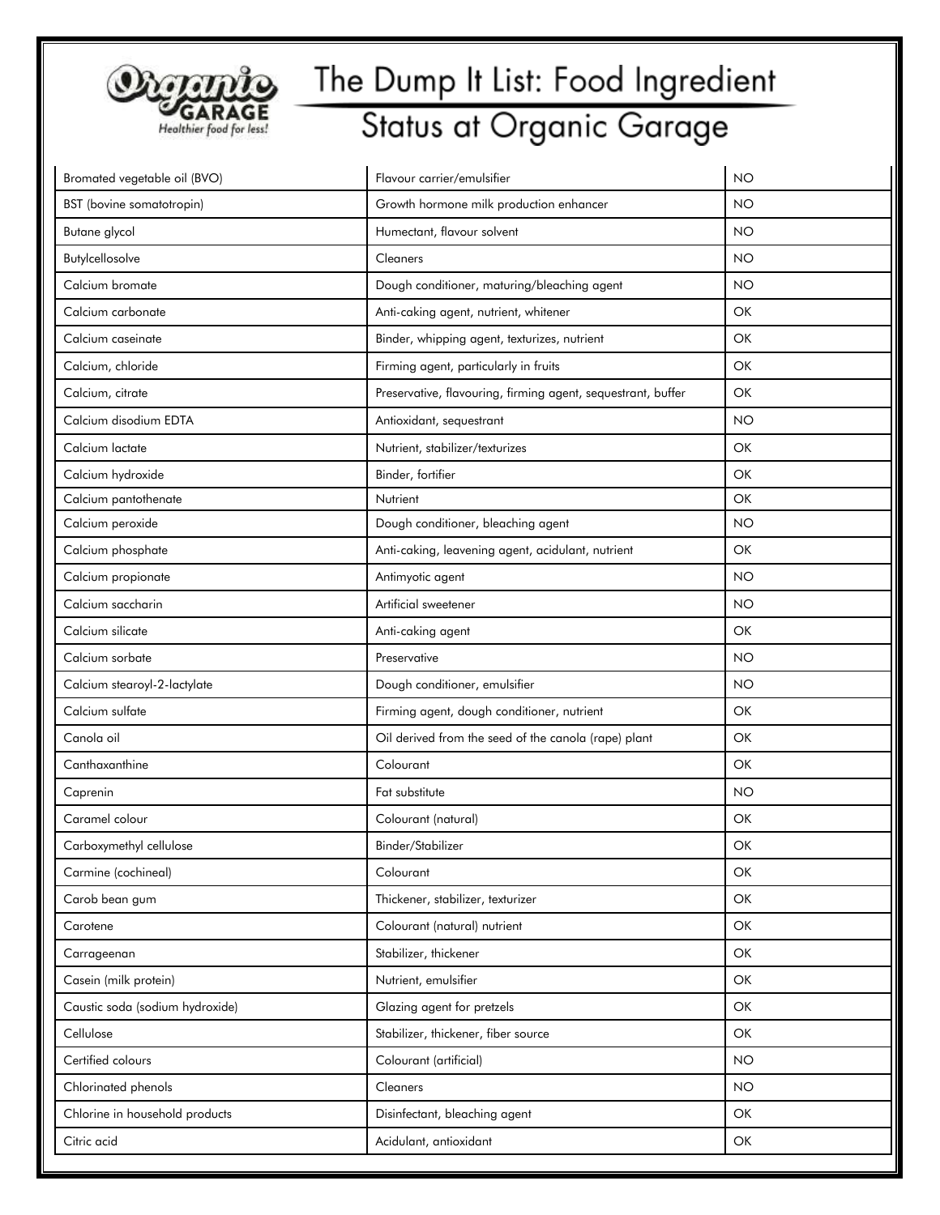# The Dump It List: Food Ingredient Status at Organic Garage

| | | |
|---|---|---|
| Bromated vegetable oil (BVO) | Flavour carrier/emulsifier | NO |
| BST (bovine somatotropin) | Growth hormone milk production enhancer | NO |
| Butane glycol | Humectant, flavour solvent | NO |
| Butylcellosolve | Cleaners | NO |
| Calcium bromate | Dough conditioner, maturing/bleaching agent | NO |
| Calcium carbonate | Anti-caking agent, nutrient, whitener | OK |
| Calcium caseinate | Binder, whipping agent, texturizes, nutrient | OK |
| Calcium, chloride | Firming agent, particularly in fruits | OK |
| Calcium, citrate | Preservative, flavouring, firming agent, sequestrant, buffer | OK |
| Calcium disodium EDTA | Antioxidant, sequestrant | NO |
| Calcium lactate | Nutrient, stabilizer/texturizes | OK |
| Calcium hydroxide | Binder, fortifier | OK |
| Calcium pantothenate | Nutrient | OK |
| Calcium peroxide | Dough conditioner, bleaching agent | NO |
| Calcium phosphate | Anti-caking, leavening agent, acidulant, nutrient | OK |
| Calcium propionate | Antimyotic agent | NO |
| Calcium saccharin | Artificial sweetener | NO |
| Calcium silicate | Anti-caking agent | OK |
| Calcium sorbate | Preservative | NO |
| Calcium stearoyl-2-lactylate | Dough conditioner, emulsifier | NO |
| Calcium sulfate | Firming agent, dough conditioner, nutrient | OK |
| Canola oil | Oil derived from the seed of the canola (rape) plant | OK |
| Canthaxanthine | Colourant | OK |
| Caprenin | Fat substitute | NO |
| Caramel colour | Colourant (natural) | OK |
| Carboxymethyl cellulose | Binder/Stabilizer | OK |
| Carmine (cochineal) | Colourant | OK |
| Carob bean gum | Thickener, stabilizer, texturizer | OK |
| Carotene | Colourant (natural) nutrient | OK |
| Carrageenan | Stabilizer, thickener | OK |
| Casein (milk protein) | Nutrient, emulsifier | OK |
| Caustic soda (sodium hydroxide) | Glazing agent for pretzels | OK |
| Cellulose | Stabilizer, thickener, fiber source | OK |
| Certified colours | Colourant (artificial) | NO |
| Chlorinated phenols | Cleaners | NO |
| Chlorine in household products | Disinfectant, bleaching agent | OK |
| Citric acid | Acidulant, antioxidant | OK |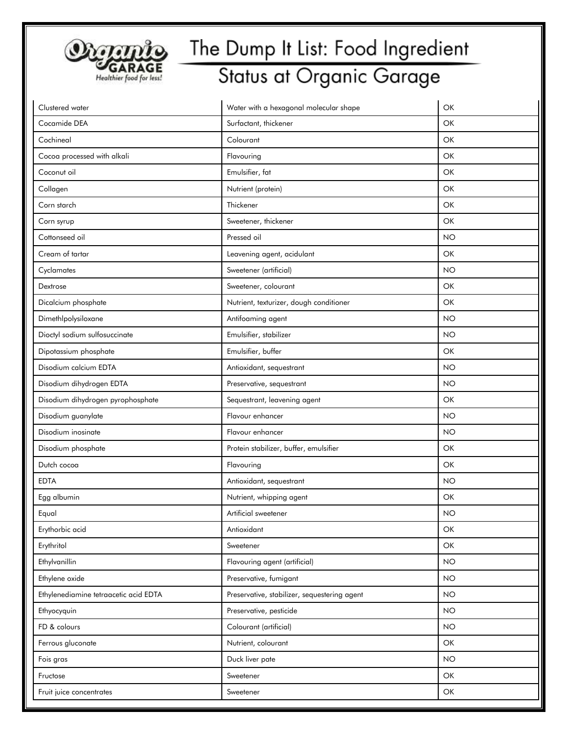# The Dump It List: Food Ingredient Status at Organic Garage

| | | |
|---|---|---|
| Clustered water | Water with a hexagonal molecular shape | OK |
| Cocamide DEA | Surfactant, thickener | OK |
| Cochineal | Colourant | OK |
| Cocoa processed with alkali | Flavouring | OK |
| Coconut oil | Emulsifier, fat | OK |
| Collagen | Nutrient (protein) | OK |
| Corn starch | Thickener | OK |
| Corn syrup | Sweetener, thickener | OK |
| Cottonseed oil | Pressed oil | NO |
| Cream of tartar | Leavening agent, acidulant | OK |
| Cyclamates | Sweetener (artificial) | NO |
| Dextrose | Sweetener, colourant | OK |
| Dicalcium phosphate | Nutrient, texturizer, dough conditioner | OK |
| Dimethlpolysiloxane | Antifoaming agent | NO |
| Dioctyl sodium sulfosuccinate | Emulsifier, stabilizer | NO |
| Dipotassium phosphate | Emulsifier, buffer | OK |
| Disodium calcium EDTA | Antioxidant, sequestrant | NO |
| Disodium dihydrogen EDTA | Preservative, sequestrant | NO |
| Disodium dihydrogen pyrophosphate | Sequestrant, leavening agent | OK |
| Disodium guanylate | Flavour enhancer | NO |
| Disodium inosinate | Flavour enhancer | NO |
| Disodium phosphate | Protein stabilizer, buffer, emulsifier | OK |
| Dutch cocoa | Flavouring | OK |
| EDTA | Antioxidant, sequestrant | NO |
| Egg albumin | Nutrient, whipping agent | OK |
| Equal | Artificial sweetener | NO |
| Erythorbic acid | Antioxidant | OK |
| Erythritol | Sweetener | OK |
| Ethylvanillin | Flavouring agent (artificial) | NO |
| Ethylene oxide | Preservative, fumigant | NO |
| Ethylenediamine tetraacetic acid EDTA | Preservative, stabilizer, sequestering agent | NO |
| Ethyocyquin | Preservative, pesticide | NO |
| FD & colours | Colourant (artificial) | NO |
| Ferrous gluconate | Nutrient, colourant | OK |
| Fois gras | Duck liver pate | NO |
| Fructose | Sweetener | OK |
| Fruit juice concentrates | Sweetener | OK |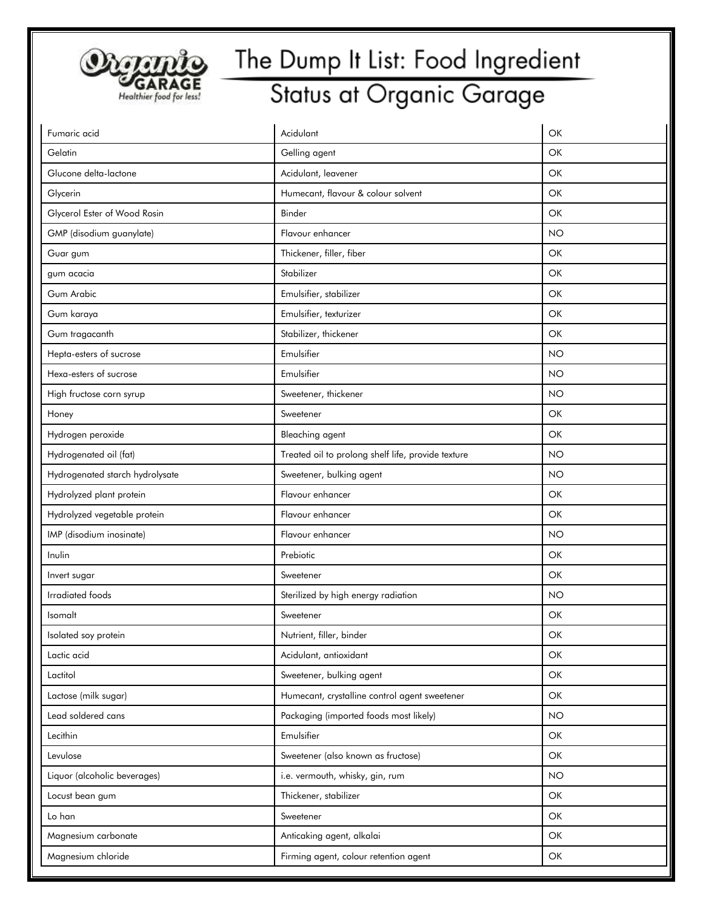# The Dump It List: Food Ingredient Status at Organic Garage

| | | |
|---|---|---|
| Fumaric acid | Acidulant | OK |
| Gelatin | Gelling agent | OK |
| Glucone delta-lactone | Acidulant, leavener | OK |
| Glycerin | Humecant, flavour & colour solvent | OK |
| Glycerol Ester of Wood Rosin | Binder | OK |
| GMP (disodium guanylate) | Flavour enhancer | NO |
| Guar gum | Thickener, filler, fiber | OK |
| gum acacia | Stabilizer | OK |
| Gum Arabic | Emulsifier, stabilizer | OK |
| Gum karaya | Emulsifier, texturizer | OK |
| Gum tragacanth | Stabilizer, thickener | OK |
| Hepta-esters of sucrose | Emulsifier | NO |
| Hexa-esters of sucrose | Emulsifier | NO |
| High fructose corn syrup | Sweetener, thickener | NO |
| Honey | Sweetener | OK |
| Hydrogen peroxide | Bleaching agent | OK |
| Hydrogenated oil (fat) | Treated oil to prolong shelf life, provide texture | NO |
| Hydrogenated starch hydrolysate | Sweetener, bulking agent | NO |
| Hydrolyzed plant protein | Flavour enhancer | OK |
| Hydrolyzed vegetable protein | Flavour enhancer | OK |
| IMP (disodium inosinate) | Flavour enhancer | NO |
| Inulin | Prebiotic | OK |
| Invert sugar | Sweetener | OK |
| Irradiated foods | Sterilized by high energy radiation | NO |
| Isomalt | Sweetener | OK |
| Isolated soy protein | Nutrient, filler, binder | OK |
| Lactic acid | Acidulant, antioxidant | OK |
| Lactitol | Sweetener, bulking agent | OK |
| Lactose (milk sugar) | Humecant, crystalline control agent sweetener | OK |
| Lead soldered cans | Packaging (imported foods most likely) | NO |
| Lecithin | Emulsifier | OK |
| Levulose | Sweetener (also known as fructose) | OK |
| Liquor (alcoholic beverages) | i.e. vermouth, whisky, gin, rum | NO |
| Locust bean gum | Thickener, stabilizer | OK |
| Lo han | Sweetener | OK |
| Magnesium carbonate | Anticaking agent, alkalai | OK |
| Magnesium chloride | Firming agent, colour retention agent | OK |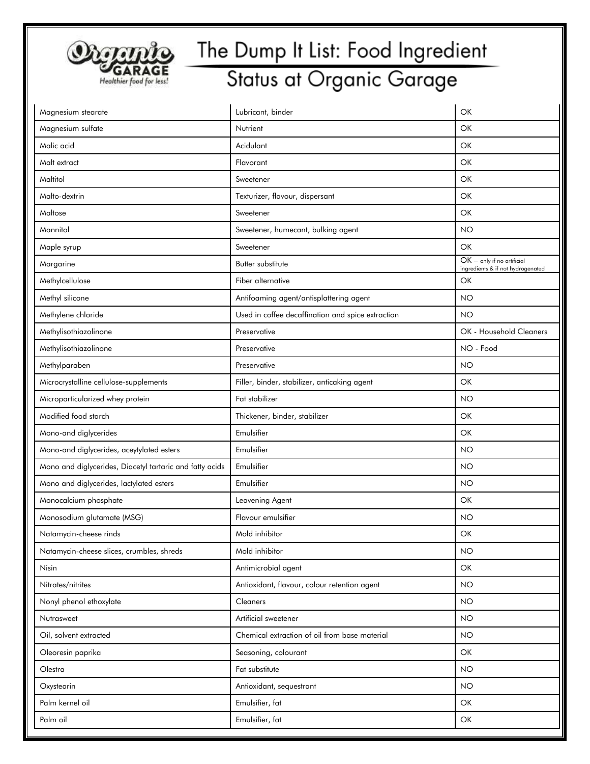# The Dump It List: Food Ingredient Status at Organic Garage

| | | |
|---|---|---|
| Magnesium stearate | Lubricant, binder | OK |
| Magnesium sulfate | Nutrient | OK |
| Malic acid | Acidulant | OK |
| Malt extract | Flavorant | OK |
| Maltitol | Sweetener | OK |
| Malto-dextrin | Texturizer, flavour, dispersant | OK |
| Maltose | Sweetener | OK |
| Mannitol | Sweetener, humecant, bulking agent | NO |
| Maple syrup | Sweetener | OK |
| Margarine | Butter substitute | OK – only if no artificial ingredients & if not hydrogenated |
| Methylcellulose | Fiber alternative | OK |
| Methyl silicone | Antifoaming agent/antisplattering agent | NO |
| Methylene chloride | Used in coffee decaffination and spice extraction | NO |
| Methylisothiazolinone | Preservative | OK - Household Cleaners |
| Methylisothiazolinone | Preservative | NO - Food |
| Methylparaben | Preservative | NO |
| Microcrystalline cellulose-supplements | Filler, binder, stabilizer, anticaking agent | OK |
| Microparticularized whey protein | Fat stabilizer | NO |
| Modified food starch | Thickener, binder, stabilizer | OK |
| Mono-and diglycerides | Emulsifier | OK |
| Mono-and diglycerides, aceytylated esters | Emulsifier | NO |
| Mono and diglycerides, Diacetyl tartaric and fatty acids | Emulsifier | NO |
| Mono and diglycerides, lactylated esters | Emulsifier | NO |
| Monocalcium phosphate | Leavening Agent | OK |
| Monosodium glutamate (MSG) | Flavour emulsifier | NO |
| Natamycin-cheese rinds | Mold inhibitor | OK |
| Natamycin-cheese slices, crumbles, shreds | Mold inhibitor | NO |
| Nisin | Antimicrobial agent | OK |
| Nitrates/nitrites | Antioxidant, flavour, colour retention agent | NO |
| Nonyl phenol ethoxylate | Cleaners | NO |
| Nutrasweet | Artificial sweetener | NO |
| Oil, solvent extracted | Chemical extraction of oil from base material | NO |
| Oleoresin paprika | Seasoning, colourant | OK |
| Olestra | Fat substitute | NO |
| Oxystearin | Antioxidant, sequestrant | NO |
| Palm kernel oil | Emulsifier, fat | OK |
| Palm oil | Emulsifier, fat | OK |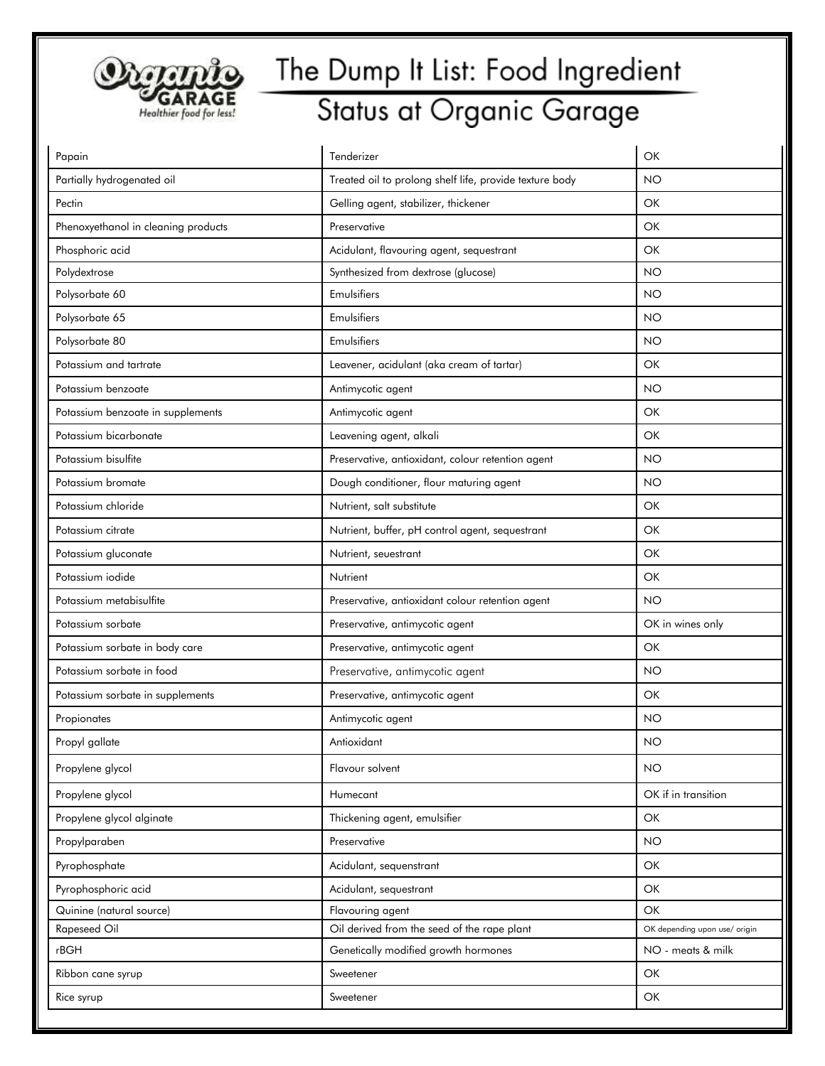# The Dump It List: Food Ingredient Status at Organic Garage

| Papain | Tenderizer | OK |
|---|---|---|
| Partially hydrogenated oil | Treated oil to prolong shelf life, provide texture body | NO |
| Pectin | Gelling agent, stabilizer, thickener | OK |
| Phenoxyethanol in cleaning products | Preservative | OK |
| Phosphoric acid | Acidulant, flavouring agent, sequestrant | OK |
| Polydextrose | Synthesized from dextrose (glucose) | NO |
| Polysorbate 60 | Emulsifiers | NO |
| Polysorbate 65 | Emulsifiers | NO |
| Polysorbate 80 | Emulsifiers | NO |
| Potassium and tartrate | Leavener, acidulant (aka cream of tartar) | OK |
| Potassium benzoate | Antimycotic agent | NO |
| Potassium benzoate in supplements | Antimycotic agent | OK |
| Potassium bicarbonate | Leavening agent, alkali | OK |
| Potassium bisulfite | Preservative, antioxidant, colour retention agent | NO |
| Potassium bromate | Dough conditioner, flour maturing agent | NO |
| Potassium chloride | Nutrient, salt substitute | OK |
| Potassium citrate | Nutrient, buffer, pH control agent, sequestrant | OK |
| Potassium gluconate | Nutrient, seuestrant | OK |
| Potassium iodide | Nutrient | OK |
| Potassium metabisulfite | Preservative, antioxidant colour retention agent | NO |
| Potassium sorbate | Preservative, antimycotic agent | OK in wines only |
| Potassium sorbate in body care | Preservative, antimycotic agent | OK |
| Potassium sorbate in food | Preservative, antimycotic agent | NO |
| Potassium sorbate in supplements | Preservative, antimycotic agent | OK |
| Propionates | Antimycotic agent | NO |
| Propyl gallate | Antioxidant | NO |
| Propylene glycol | Flavour solvent | NO |
| Propylene glycol | Humecant | OK if in transition |
| Propylene glycol alginate | Thickening agent, emulsifier | OK |
| Propylparaben | Preservative | NO |
| Pyrophosphate | Acidulant, sequenstrant | OK |
| Pyrophosphoric acid | Acidulant, sequestrant | OK |
| Quinine (natural source) | Flavouring agent | OK |
| Rapeseed Oil | Oil derived from the seed of the rape plant | OK depending upon use/ origin |
| rBGH | Genetically modified growth hormones | NO - meats & milk |
| Ribbon cane syrup | Sweetener | OK |
| Rice syrup | Sweetener | OK |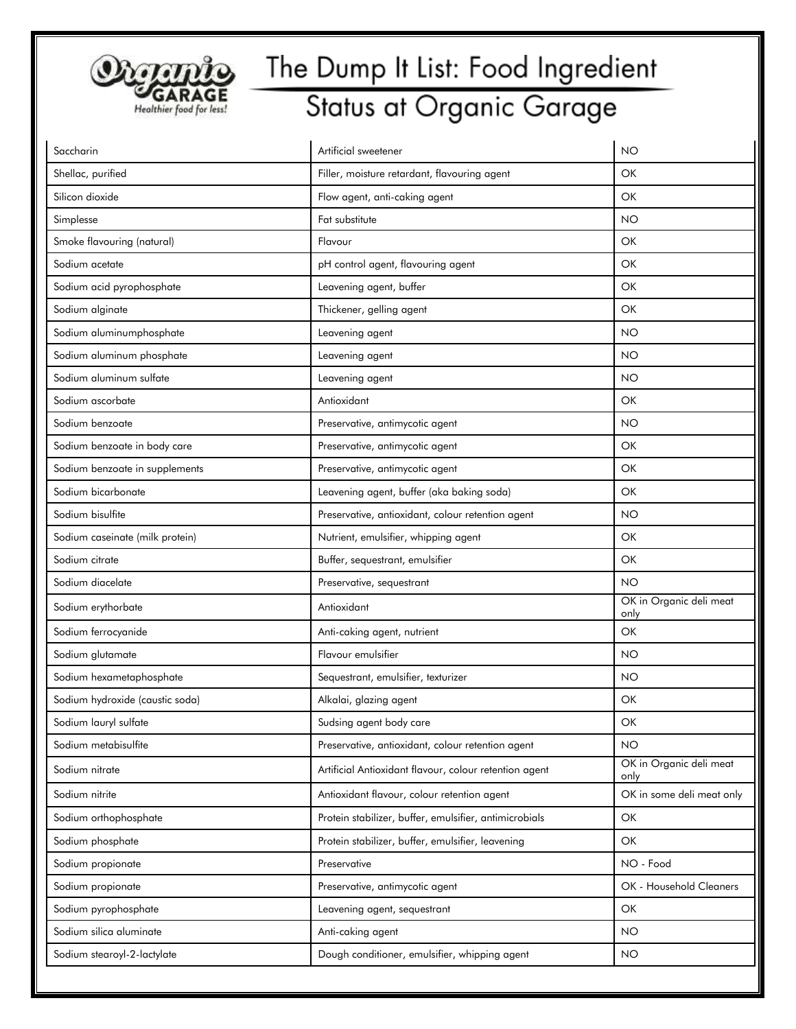# The Dump It List: Food Ingredient Status at Organic Garage

| | | |
|---|---|---|
| Saccharin | Artificial sweetener | NO |
| Shellac, purified | Filler, moisture retardant, flavouring agent | OK |
| Silicon dioxide | Flow agent, anti-caking agent | OK |
| Simplesse | Fat substitute | NO |
| Smoke flavouring (natural) | Flavour | OK |
| Sodium acetate | pH control agent, flavouring agent | OK |
| Sodium acid pyrophosphate | Leavening agent, buffer | OK |
| Sodium alginate | Thickener, gelling agent | OK |
| Sodium aluminumphosphate | Leavening agent | NO |
| Sodium aluminum phosphate | Leavening agent | NO |
| Sodium aluminum sulfate | Leavening agent | NO |
| Sodium ascorbate | Antioxidant | OK |
| Sodium benzoate | Preservative, antimycotic agent | NO |
| Sodium benzoate in body care | Preservative, antimycotic agent | OK |
| Sodium benzoate in supplements | Preservative, antimycotic agent | OK |
| Sodium bicarbonate | Leavening agent, buffer (aka baking soda) | OK |
| Sodium bisulfite | Preservative, antioxidant, colour retention agent | NO |
| Sodium caseinate (milk protein) | Nutrient, emulsifier, whipping agent | OK |
| Sodium citrate | Buffer, sequestrant, emulsifier | OK |
| Sodium diacelate | Preservative, sequestrant | NO |
| Sodium erythorbate | Antioxidant | OK in Organic deli meat only |
| Sodium ferrocyanide | Anti-caking agent, nutrient | OK |
| Sodium glutamate | Flavour emulsifier | NO |
| Sodium hexametaphosphate | Sequestrant, emulsifier, texturizer | NO |
| Sodium hydroxide (caustic soda) | Alkalai, glazing agent | OK |
| Sodium lauryl sulfate | Sudsing agent body care | OK |
| Sodium metabisulfite | Preservative, antioxidant, colour retention agent | NO |
| Sodium nitrate | Artificial Antioxidant flavour, colour retention agent | OK in Organic deli meat only |
| Sodium nitrite | Antioxidant flavour, colour retention agent | OK in some deli meat only |
| Sodium orthophosphate | Protein stabilizer, buffer, emulsifier, antimicrobials | OK |
| Sodium phosphate | Protein stabilizer, buffer, emulsifier, leavening | OK |
| Sodium propionate | Preservative | NO - Food |
| Sodium propionate | Preservative, antimycotic agent | OK - Household Cleaners |
| Sodium pyrophosphate | Leavening agent, sequestrant | OK |
| Sodium silica aluminate | Anti-caking agent | NO |
| Sodium stearoyl-2-lactylate | Dough conditioner, emulsifier, whipping agent | NO |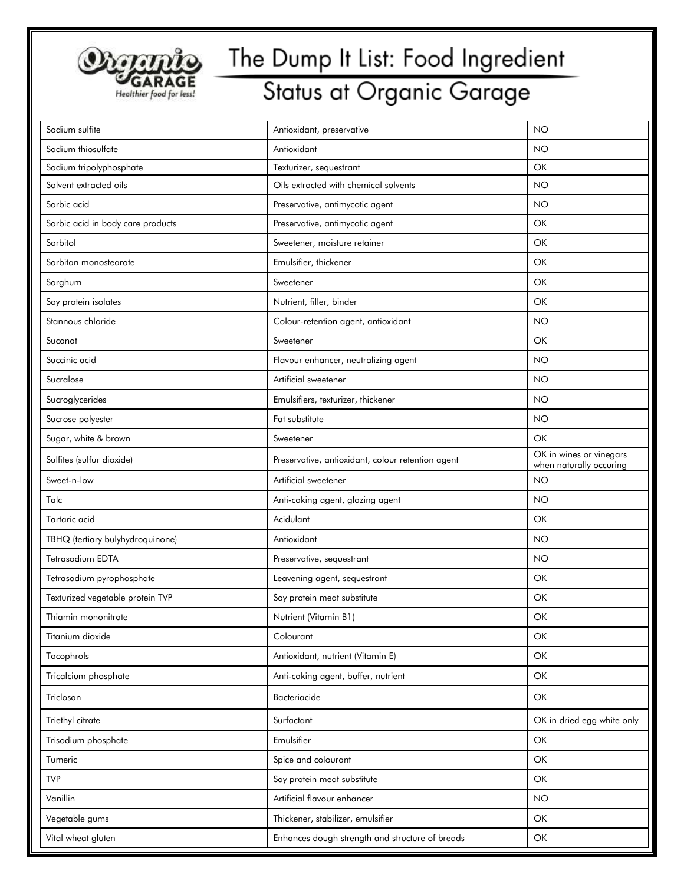# The Dump It List: Food Ingredient Status at Organic Garage

| | | |
|---|---|---|
| Sodium sulfite | Antioxidant, preservative | NO |
| Sodium thiosulfate | Antioxidant | NO |
| Sodium tripolyphosphate | Texturizer, sequestrant | OK |
| Solvent extracted oils | Oils extracted with chemical solvents | NO |
| Sorbic acid | Preservative, antimycotic agent | NO |
| Sorbic acid in body care products | Preservative, antimycotic agent | OK |
| Sorbitol | Sweetener, moisture retainer | OK |
| Sorbitan monostearate | Emulsifier, thickener | OK |
| Sorghum | Sweetener | OK |
| Soy protein isolates | Nutrient, filler, binder | OK |
| Stannous chloride | Colour-retention agent, antioxidant | NO |
| Sucanat | Sweetener | OK |
| Succinic acid | Flavour enhancer, neutralizing agent | NO |
| Sucralose | Artificial sweetener | NO |
| Sucroglycerides | Emulsifiers, texturizer, thickener | NO |
| Sucrose polyester | Fat substitute | NO |
| Sugar, white & brown | Sweetener | OK |
| Sulfites (sulfur dioxide) | Preservative, antioxidant, colour retention agent | OK in wines or vinegars when naturally occuring |
| Sweet-n-low | Artificial sweetener | NO |
| Talc | Anti-caking agent, glazing agent | NO |
| Tartaric acid | Acidulant | OK |
| TBHQ (tertiary bulyhydroquinone) | Antioxidant | NO |
| Tetrasodium EDTA | Preservative, sequestrant | NO |
| Tetrasodium pyrophosphate | Leavening agent, sequestrant | OK |
| Texturized vegetable protein TVP | Soy protein meat substitute | OK |
| Thiamin mononitrate | Nutrient (Vitamin B1) | OK |
| Titanium dioxide | Colourant | OK |
| Tocophrols | Antioxidant, nutrient (Vitamin E) | OK |
| Tricalcium phosphate | Anti-caking agent, buffer, nutrient | OK |
| Triclosan | Bacteriacide | OK |
| Triethyl citrate | Surfactant | OK in dried egg white only |
| Trisodium phosphate | Emulsifier | OK |
| Tumeric | Spice and colourant | OK |
| TVP | Soy protein meat substitute | OK |
| Vanillin | Artificial flavour enhancer | NO |
| Vegetable gums | Thickener, stabilizer, emulsifier | OK |
| Vital wheat gluten | Enhances dough strength and structure of breads | OK |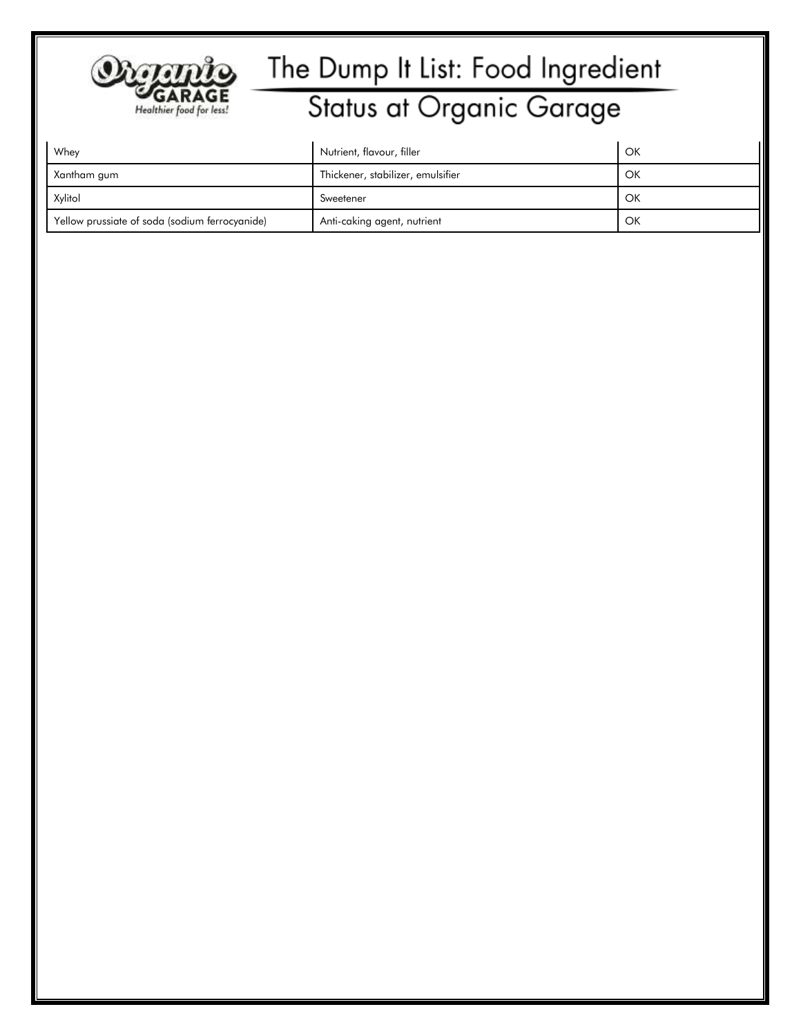# The Dump It List: Food Ingredient Status at Organic Garage

| | | |
|---|---|---|
| Whey | Nutrient, flavour, filler | OK |
| Xantham gum | Thickener, stabilizer, emulsifier | OK |
| Xylitol | Sweetener | OK |
| Yellow prussiate of soda (sodium ferrocyanide) | Anti-caking agent, nutrient | OK |